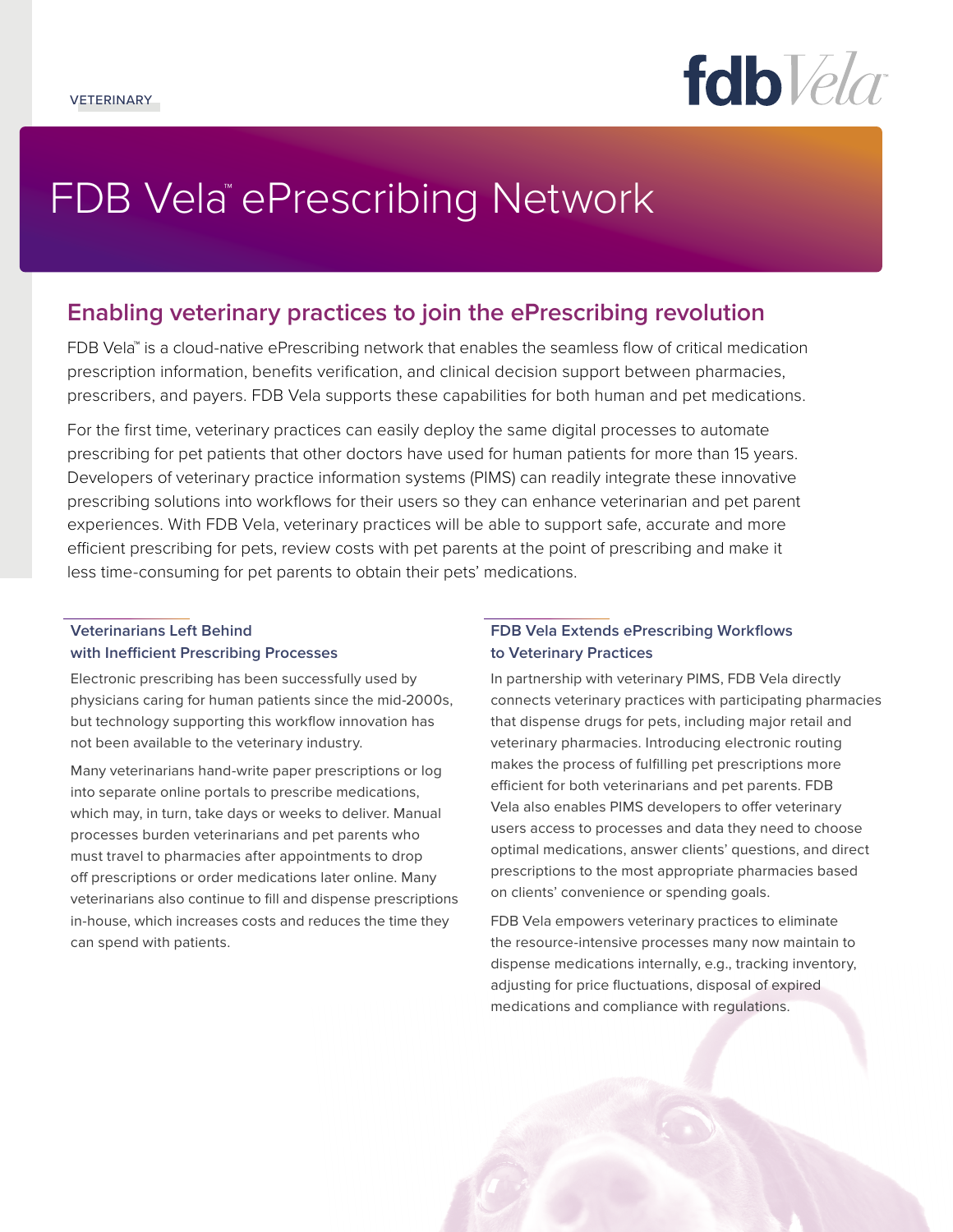VETERINARY

# FDB Vela™ ePrescribing Network

## Enabling veterinary practices to join the ePrescribing revolution

FDB Vela™ is a cloud-native ePrescribing network that enables the seamless flow of critical medication prescription information, benefits verification, and clinical decision support between pharmacies, prescribers, and payers. FDB Vela supports these capabilities for both human and pet medications.

For the first time, veterinary practices can easily deploy the same digital processes to automate prescribing for pet patients that other doctors have used for human patients for more than 15 years. Developers of veterinary practice information systems (PIMS) can readily integrate these innovative prescribing solutions into workflows for their users so they can enhance veterinarian and pet parent experiences. With FDB Vela, veterinary practices will be able to support safe, accurate and more efficient prescribing for pets, review costs with pet parents at the point of prescribing and make it less time-consuming for pet parents to obtain their pets' medications.

### Veterinarians Left Behind with Inefficient Prescribing Processes

Electronic prescribing has been successfully used by physicians caring for human patients since the mid-2000s, but technology supporting this workflow innovation has not been available to the veterinary industry.

Many veterinarians hand-write paper prescriptions or log into separate online portals to prescribe medications, which may, in turn, take days or weeks to deliver. Manual processes burden veterinarians and pet parents who must travel to pharmacies after appointments to drop off prescriptions or order medications later online. Many veterinarians also continue to fill and dispense prescriptions in-house, which increases costs and reduces the time they can spend with patients.

### FDB Vela Extends ePrescribing Workflows to Veterinary Practices

In partnership with veterinary PIMS, FDB Vela directly connects veterinary practices with participating pharmacies that dispense drugs for pets, including major retail and veterinary pharmacies. Introducing electronic routing makes the process of fulfilling pet prescriptions more efficient for both veterinarians and pet parents. FDB Vela also enables PIMS developers to offer veterinary users access to processes and data they need to choose optimal medications, answer clients' questions, and direct prescriptions to the most appropriate pharmacies based on clients' convenience or spending goals.

FDB Vela empowers veterinary practices to eliminate the resource-intensive processes many now maintain to dispense medications internally, e.g., tracking inventory, adjusting for price fluctuations, disposal of expired medications and compliance with regulations.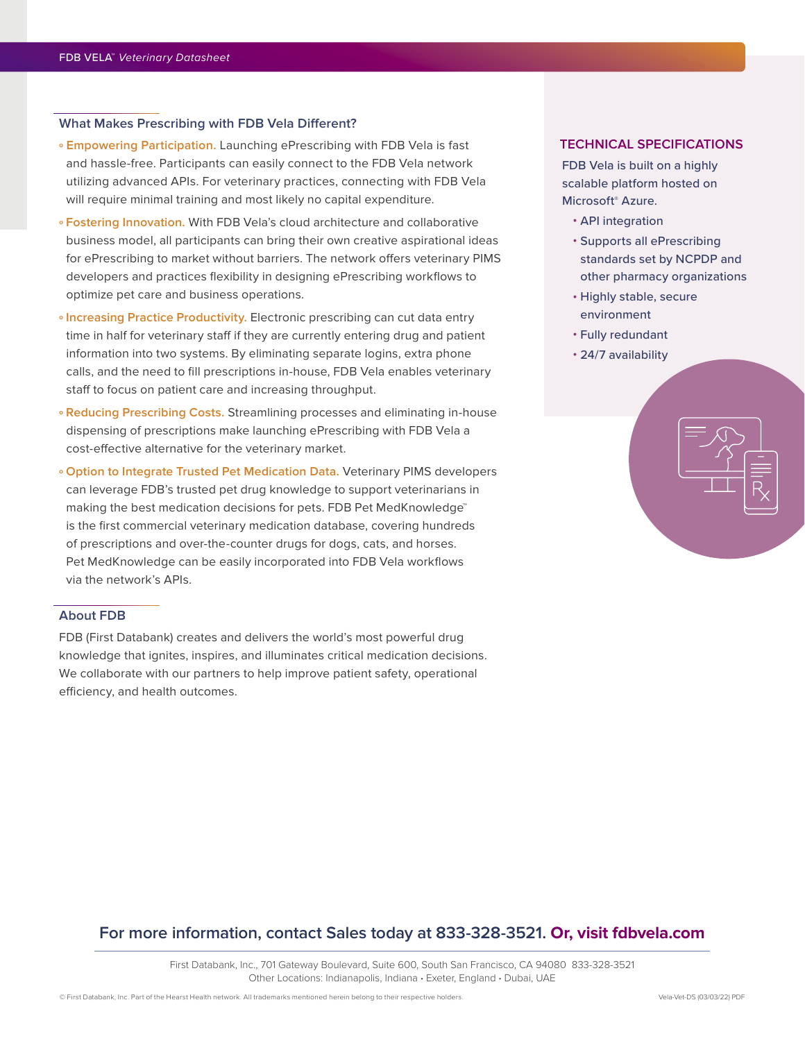## What Makes Prescribing with FDB Vela Different?

- **Empowering Participation.** Launching ePrescribing with FDB Vela is fast and hassle-free. Participants can easily connect to the FDB Vela network utilizing advanced APIs. For veterinary practices, connecting with FDB Vela will require minimal training and most likely no capital expenditure.
- **Fostering Innovation.** With FDB Vela's cloud architecture and collaborative business model, all participants can bring their own creative aspirational ideas for ePrescribing to market without barriers. The network offers veterinary PIMS developers and practices flexibility in designing ePrescribing workflows to optimize pet care and business operations.
- **Increasing Practice Productivity.** Electronic prescribing can cut data entry time in half for veterinary staff if they are currently entering drug and patient information into two systems. By eliminating separate logins, extra phone calls, and the need to fill prescriptions in-house, FDB Vela enables veterinary staff to focus on patient care and increasing throughput.
- **Reducing Prescribing Costs.** Streamlining processes and eliminating in-house dispensing of prescriptions make launching ePrescribing with FDB Vela a cost-effective alternative for the veterinary market.
- **Option to Integrate Trusted Pet Medication Data.** Veterinary PIMS developers can leverage FDB's trusted pet drug knowledge to support veterinarians in making the best medication decisions for pets. FDB Pet MedKnowledge™ is the first commercial veterinary medication database, covering hundreds of prescriptions and over-the-counter drugs for dogs, cats, and horses. Pet MedKnowledge can be easily incorporated into FDB Vela workflows via the network's APIs.

## About FDB

FDB (First Databank) creates and delivers the world's most powerful drug knowledge that ignites, inspires, and illuminates critical medication decisions. We collaborate with our partners to help improve patient safety, operational efficiency, and health outcomes.

## TECHNICAL SPECIFICATIONS

FDB Vela is built on a highly scalable platform hosted on Microsoft® Azure.

- API integration
- Supports all ePrescribing standards set by NCPDP and other pharmacy organizations
- Highly stable, secure environment
- Fully redundant
- 24/7 availability

**For more information, contact Sales today at 833-328-3521. Or, visit fdbvela.com**

First Databank, Inc., 701 Gateway Boulevard, Suite 600, South San Francisco, CA 94080 833-328-3521
Other Locations: Indianapolis, Indiana • Exeter, England • Dubai, UAE

© First Databank, Inc. Part of the Hearst Health network. All trademarks mentioned herein belong to their respective holders.

Vela-Vet-DS (03/03/22) PDF